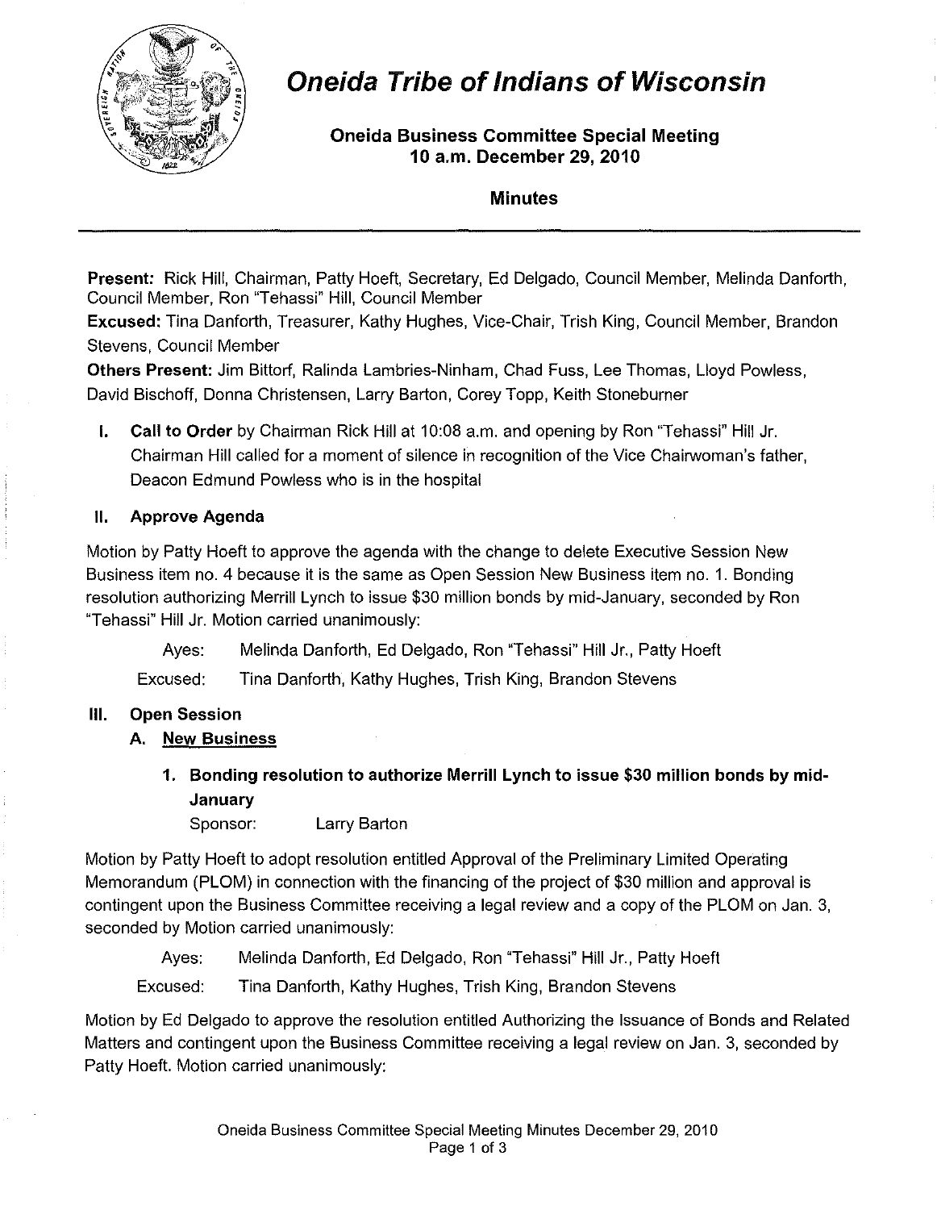# Oneida Tribe of Indians of Wisconsin

## Oneida Business Committee Special Meeting 10 a.m. December 29, 2010

## Minutes

**Present:** Rick Hill, Chairman, Patty Hoeft, Secretary, Ed Delgado, Council Member, Melinda Danforth, Council Member, Ron "Tehassi" Hill, Council Member

**Excused:** Tina Danforth, Treasurer, Kathy Hughes, Vice-Chair, Trish King, Council Member, Brandon Stevens, Council Member

**Others Present:** Jim Bittorf, Ralinda Lambries-Ninham, Chad Fuss, Lee Thomas, Lloyd Powless, David Bischoff, Donna Christensen, Larry Barton, Corey Topp, Keith Stoneburner

**I. Call to Order** by Chairman Rick Hill at 10:08 a.m. and opening by Ron "Tehassi" Hill Jr. Chairman Hill called for a moment of silence in recognition of the Vice Chairwoman's father, Deacon Edmund Powless who is in the hospital

**II. Approve Agenda**

Motion by Patty Hoeft to approve the agenda with the change to delete Executive Session New Business item no. 4 because it is the same as Open Session New Business item no. 1. Bonding resolution authorizing Merrill Lynch to issue $30 million bonds by mid-January, seconded by Ron "Tehassi" Hill Jr. Motion carried unanimously:

Ayes: Melinda Danforth, Ed Delgado, Ron "Tehassi" Hill Jr., Patty Hoeft

Excused: Tina Danforth, Kathy Hughes, Trish King, Brandon Stevens

**III. Open Session**

**A. New Business**

**1. Bonding resolution to authorize Merrill Lynch to issue $30 million bonds by mid-January**

Sponsor: Larry Barton

Motion by Patty Hoeft to adopt resolution entitled Approval of the Preliminary Limited Operating Memorandum (PLOM) in connection with the financing of the project of $30 million and approval is contingent upon the Business Committee receiving a legal review and a copy of the PLOM on Jan. 3, seconded by Motion carried unanimously:

Ayes: Melinda Danforth, Ed Delgado, Ron "Tehassi" Hill Jr., Patty Hoeft

Excused: Tina Danforth, Kathy Hughes, Trish King, Brandon Stevens

Motion by Ed Delgado to approve the resolution entitled Authorizing the Issuance of Bonds and Related Matters and contingent upon the Business Committee receiving a legal review on Jan. 3, seconded by Patty Hoeft. Motion carried unanimously: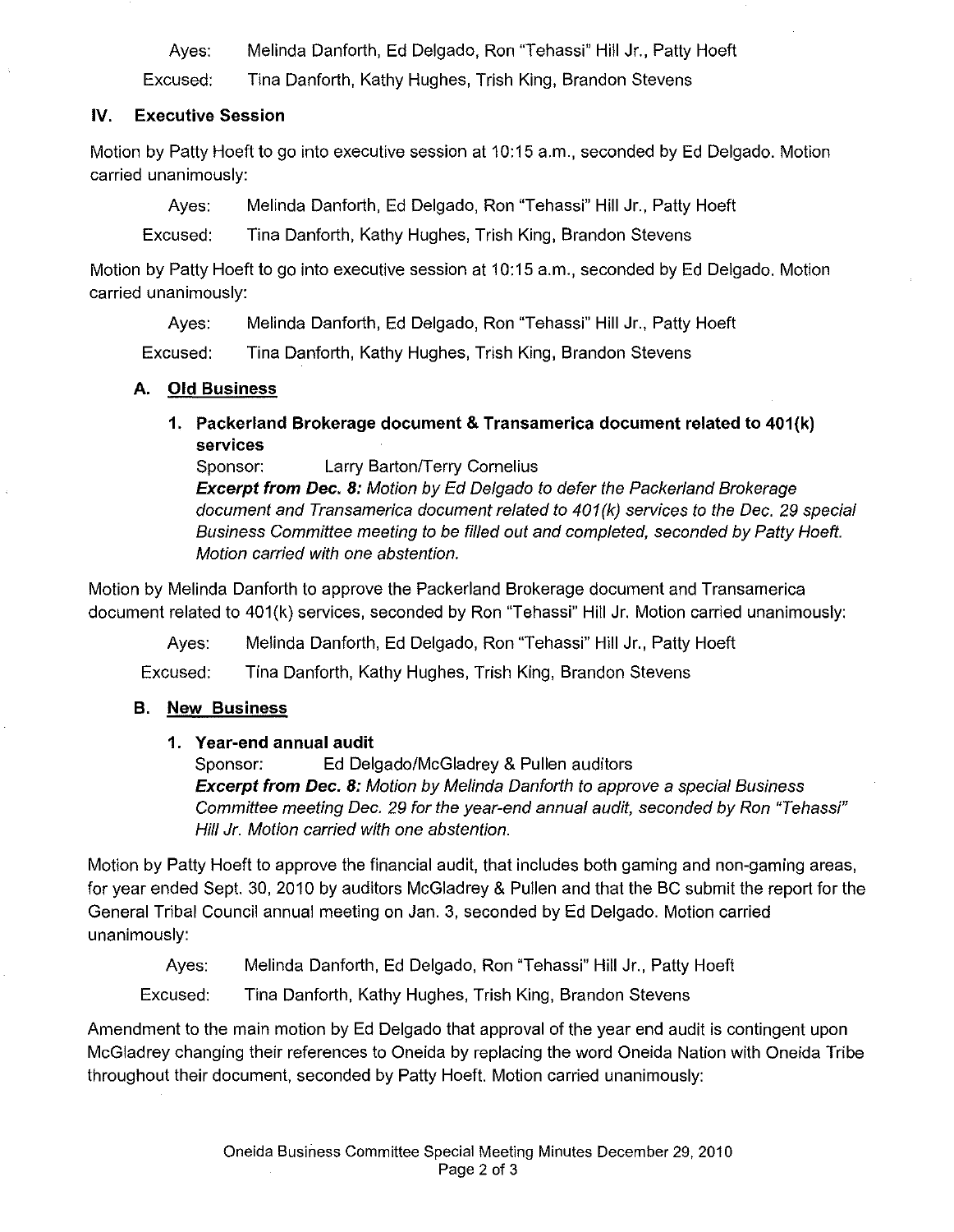Ayes: Melinda Danforth, Ed Delgado, Ron "Tehassi" Hill Jr., Patty Hoeft

Excused: Tina Danforth, Kathy Hughes, Trish King, Brandon Stevens

## IV. Executive Session

Motion by Patty Hoeft to go into executive session at 10:15 a.m., seconded by Ed Delgado. Motion carried unanimously:

Ayes: Melinda Danforth, Ed Delgado, Ron "Tehassi" Hill Jr., Patty Hoeft

Excused: Tina Danforth, Kathy Hughes, Trish King, Brandon Stevens

Motion by Patty Hoeft to go into executive session at 10:15 a.m., seconded by Ed Delgado. Motion carried unanimously:

Ayes: Melinda Danforth, Ed Delgado, Ron "Tehassi" Hill Jr., Patty Hoeft

Excused: Tina Danforth, Kathy Hughes, Trish King, Brandon Stevens

### A. Old Business

**1. Packerland Brokerage document & Transamerica document related to 401(k) services**

Sponsor: Larry Barton/Terry Cornelius

***Excerpt from Dec. 8:*** *Motion by Ed Delgado to defer the Packerland Brokerage document and Transamerica document related to 401(k) services to the Dec. 29 special Business Committee meeting to be filled out and completed, seconded by Patty Hoeft. Motion carried with one abstention.*

Motion by Melinda Danforth to approve the Packerland Brokerage document and Transamerica document related to 401(k) services, seconded by Ron "Tehassi" Hill Jr. Motion carried unanimously:

Ayes: Melinda Danforth, Ed Delgado, Ron "Tehassi" Hill Jr., Patty Hoeft

Excused: Tina Danforth, Kathy Hughes, Trish King, Brandon Stevens

### B. New Business

**1. Year-end annual audit**

Sponsor: Ed Delgado/McGladrey & Pullen auditors

***Excerpt from Dec. 8:*** *Motion by Melinda Danforth to approve a special Business Committee meeting Dec. 29 for the year-end annual audit, seconded by Ron "Tehassi" Hill Jr. Motion carried with one abstention.*

Motion by Patty Hoeft to approve the financial audit, that includes both gaming and non-gaming areas, for year ended Sept. 30, 2010 by auditors McGladrey & Pullen and that the BC submit the report for the General Tribal Council annual meeting on Jan. 3, seconded by Ed Delgado. Motion carried unanimously:

Ayes: Melinda Danforth, Ed Delgado, Ron "Tehassi" Hill Jr., Patty Hoeft

Excused: Tina Danforth, Kathy Hughes, Trish King, Brandon Stevens

Amendment to the main motion by Ed Delgado that approval of the year end audit is contingent upon McGladrey changing their references to Oneida by replacing the word Oneida Nation with Oneida Tribe throughout their document, seconded by Patty Hoeft. Motion carried unanimously: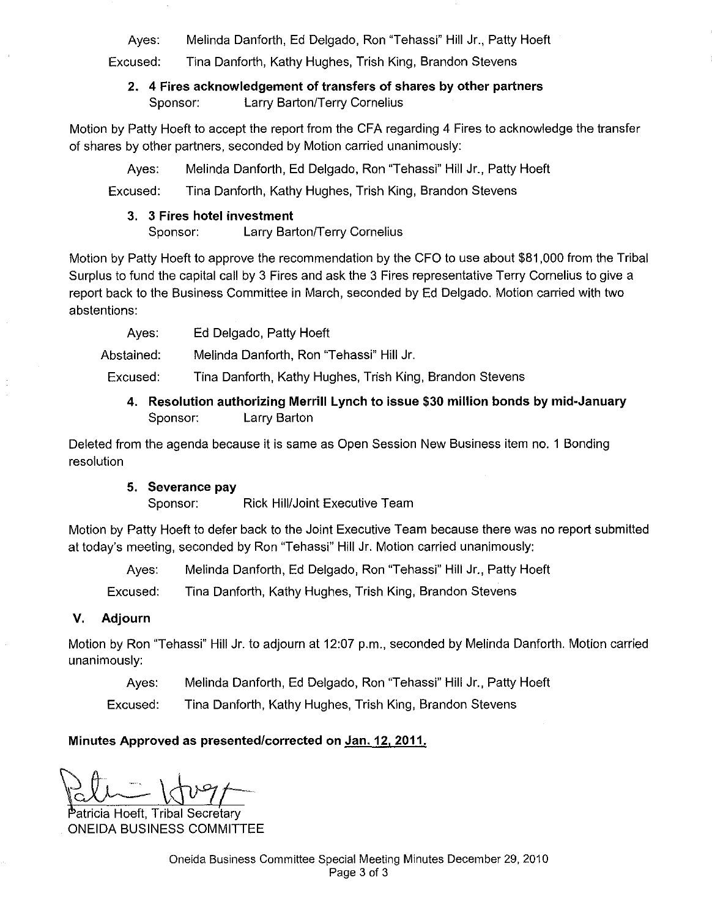Ayes: Melinda Danforth, Ed Delgado, Ron "Tehassi" Hill Jr., Patty Hoeft

Excused: Tina Danforth, Kathy Hughes, Trish King, Brandon Stevens

**2. 4 Fires acknowledgement of transfers of shares by other partners**
Sponsor: Larry Barton/Terry Cornelius

Motion by Patty Hoeft to accept the report from the CFA regarding 4 Fires to acknowledge the transfer of shares by other partners, seconded by Motion carried unanimously:

Ayes: Melinda Danforth, Ed Delgado, Ron "Tehassi" Hill Jr., Patty Hoeft

Excused: Tina Danforth, Kathy Hughes, Trish King, Brandon Stevens

**3. 3 Fires hotel investment**
Sponsor: Larry Barton/Terry Cornelius

Motion by Patty Hoeft to approve the recommendation by the CFO to use about $81,000 from the Tribal Surplus to fund the capital call by 3 Fires and ask the 3 Fires representative Terry Cornelius to give a report back to the Business Committee in March, seconded by Ed Delgado. Motion carried with two abstentions:

Ayes: Ed Delgado, Patty Hoeft

Abstained: Melinda Danforth, Ron "Tehassi" Hill Jr.

Excused: Tina Danforth, Kathy Hughes, Trish King, Brandon Stevens

**4. Resolution authorizing Merrill Lynch to issue $30 million bonds by mid-January**
Sponsor: Larry Barton

Deleted from the agenda because it is same as Open Session New Business item no. 1 Bonding resolution

**5. Severance pay**
Sponsor: Rick Hill/Joint Executive Team

Motion by Patty Hoeft to defer back to the Joint Executive Team because there was no report submitted at today's meeting, seconded by Ron "Tehassi" Hill Jr. Motion carried unanimously:

Ayes: Melinda Danforth, Ed Delgado, Ron "Tehassi" Hill Jr., Patty Hoeft

Excused: Tina Danforth, Kathy Hughes, Trish King, Brandon Stevens

## V. Adjourn

Motion by Ron "Tehassi" Hill Jr. to adjourn at 12:07 p.m., seconded by Melinda Danforth. Motion carried unanimously:

Ayes: Melinda Danforth, Ed Delgado, Ron "Tehassi" Hill Jr., Patty Hoeft

Excused: Tina Danforth, Kathy Hughes, Trish King, Brandon Stevens

**Minutes Approved as presented/corrected on Jan. 12, 2011.**

Patricia Hoeft, Tribal Secretary
ONEIDA BUSINESS COMMITTEE